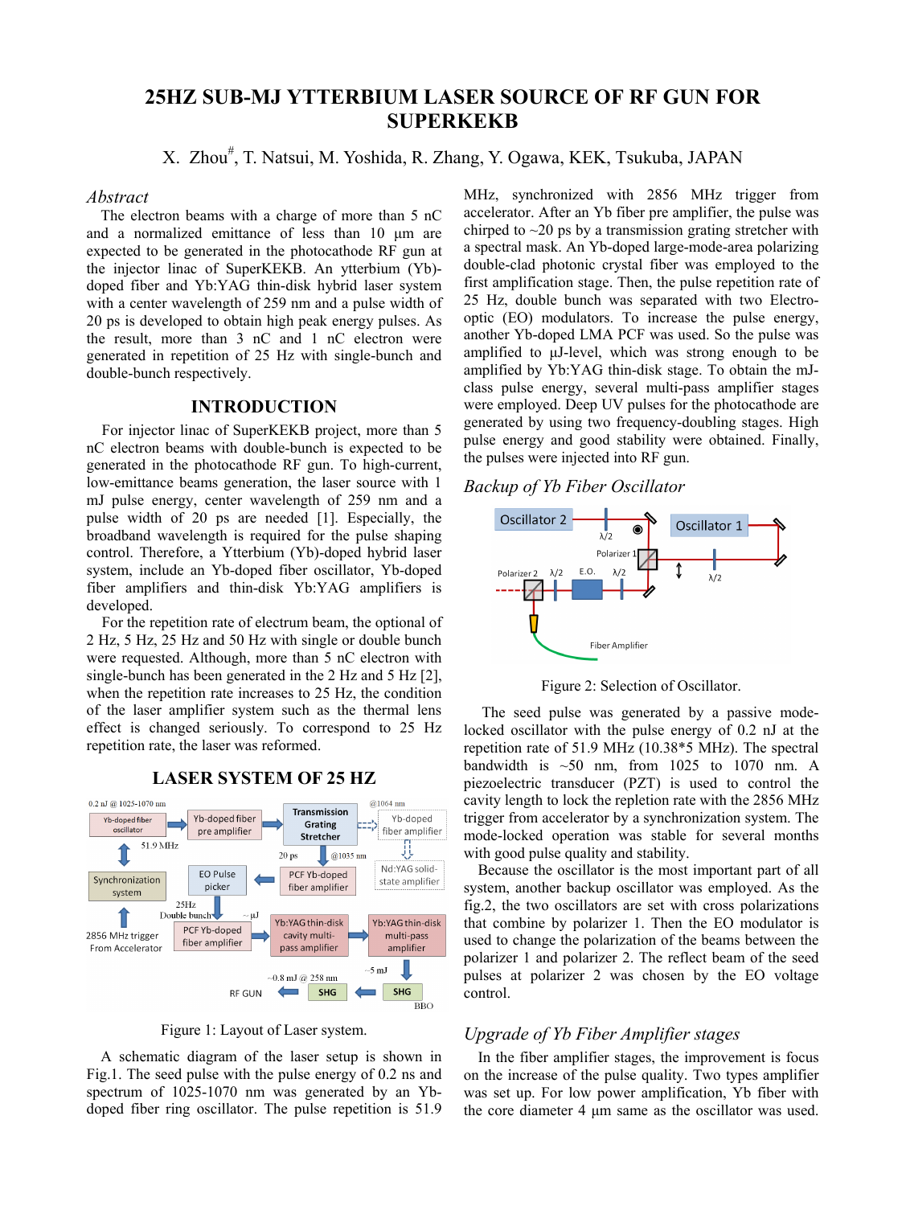# 25HZ SUB-MJ YTTERBIUM LASER SOURCE OF RF GUN FOR SUPERKEKB

X. Zhou#, T. Natsui, M. Yoshida, R. Zhang, Y. Ogawa, KEK, Tsukuba, JAPAN

## *Abstract*

The electron beams with a charge of more than 5 nC and a normalized emittance of less than 10 μm are expected to be generated in the photocathode RF gun at the injector linac of SuperKEKB. An ytterbium (Yb)-doped fiber and Yb:YAG thin-disk hybrid laser system with a center wavelength of 259 nm and a pulse width of 20 ps is developed to obtain high peak energy pulses. As the result, more than 3 nC and 1 nC electron were generated in repetition of 25 Hz with single-bunch and double-bunch respectively.

## INTRODUCTION

For injector linac of SuperKEKB project, more than 5 nC electron beams with double-bunch is expected to be generated in the photocathode RF gun. To high-current, low-emittance beams generation, the laser source with 1 mJ pulse energy, center wavelength of 259 nm and a pulse width of 20 ps are needed [1]. Especially, the broadband wavelength is required for the pulse shaping control. Therefore, a Ytterbium (Yb)-doped hybrid laser system, include an Yb-doped fiber oscillator, Yb-doped fiber amplifiers and thin-disk Yb:YAG amplifiers is developed.

For the repetition rate of electrum beam, the optional of 2 Hz, 5 Hz, 25 Hz and 50 Hz with single or double bunch were requested. Although, more than 5 nC electron with single-bunch has been generated in the 2 Hz and 5 Hz [2], when the repetition rate increases to 25 Hz, the condition of the laser amplifier system such as the thermal lens effect is changed seriously. To correspond to 25 Hz repetition rate, the laser was reformed.

## LASER SYSTEM OF 25 HZ

Figure 1: Layout of Laser system.

A schematic diagram of the laser setup is shown in Fig.1. The seed pulse with the pulse energy of 0.2 ns and spectrum of 1025-1070 nm was generated by an Yb-doped fiber ring oscillator. The pulse repetition is 51.9 MHz, synchronized with 2856 MHz trigger from accelerator. After an Yb fiber pre amplifier, the pulse was chirped to ~20 ps by a transmission grating stretcher with a spectral mask. An Yb-doped large-mode-area polarizing double-clad photonic crystal fiber was employed to the first amplification stage. Then, the pulse repetition rate of 25 Hz, double bunch was separated with two Electro-optic (EO) modulators. To increase the pulse energy, another Yb-doped LMA PCF was used. So the pulse was amplified to μJ-level, which was strong enough to be amplified by Yb:YAG thin-disk stage. To obtain the mJ-class pulse energy, several multi-pass amplifier stages were employed. Deep UV pulses for the photocathode are generated by using two frequency-doubling stages. High pulse energy and good stability were obtained. Finally, the pulses were injected into RF gun.

### *Backup of Yb Fiber Oscillator*

Figure 2: Selection of Oscillator.

The seed pulse was generated by a passive mode-locked oscillator with the pulse energy of 0.2 nJ at the repetition rate of 51.9 MHz (10.38*5 MHz). The spectral bandwidth is ~50 nm, from 1025 to 1070 nm. A piezoelectric transducer (PZT) is used to control the cavity length to lock the repletion rate with the 2856 MHz trigger from accelerator by a synchronization system. The mode-locked operation was stable for several months with good pulse quality and stability.

Because the oscillator is the most important part of all system, another backup oscillator was employed. As the fig.2, the two oscillators are set with cross polarizations that combine by polarizer 1. Then the EO modulator is used to change the polarization of the beams between the polarizer 1 and polarizer 2. The reflect beam of the seed pulses at polarizer 2 was chosen by the EO voltage control.

### *Upgrade of Yb Fiber Amplifier stages*

In the fiber amplifier stages, the improvement is focus on the increase of the pulse quality. Two types amplifier was set up. For low power amplification, Yb fiber with the core diameter 4 μm same as the oscillator was used.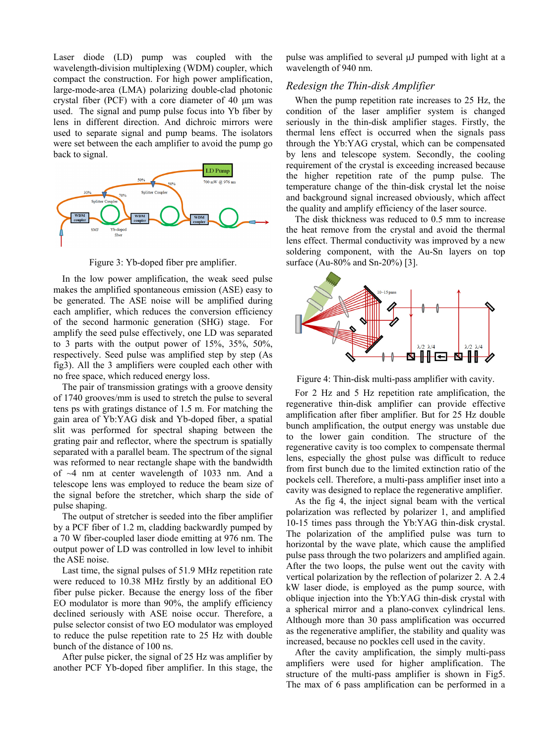Laser diode (LD) pump was coupled with the wavelength-division multiplexing (WDM) coupler, which compact the construction. For high power amplification, large-mode-area (LMA) polarizing double-clad photonic crystal fiber (PCF) with a core diameter of 40 μm was used. The signal and pump pulse focus into Yb fiber by lens in different direction. And dichroic mirrors were used to separate signal and pump beams. The isolators were set between the each amplifier to avoid the pump go back to signal.

Figure 3: Yb-doped fiber pre amplifier.

In the low power amplification, the weak seed pulse makes the amplified spontaneous emission (ASE) easy to be generated. The ASE noise will be amplified during each amplifier, which reduces the conversion efficiency of the second harmonic generation (SHG) stage. For amplify the seed pulse effectively, one LD was separated to 3 parts with the output power of 15%, 35%, 50%, respectively. Seed pulse was amplified step by step (As fig3). All the 3 amplifiers were coupled each other with no free space, which reduced energy loss.

The pair of transmission gratings with a groove density of 1740 grooves/mm is used to stretch the pulse to several tens ps with gratings distance of 1.5 m. For matching the gain area of Yb:YAG disk and Yb-doped fiber, a spatial slit was performed for spectral shaping between the grating pair and reflector, where the spectrum is spatially separated with a parallel beam. The spectrum of the signal was reformed to near rectangle shape with the bandwidth of ~4 nm at center wavelength of 1033 nm. And a telescope lens was employed to reduce the beam size of the signal before the stretcher, which sharp the side of pulse shaping.

The output of stretcher is seeded into the fiber amplifier by a PCF fiber of 1.2 m, cladding backwardly pumped by a 70 W fiber-coupled laser diode emitting at 976 nm. The output power of LD was controlled in low level to inhibit the ASE noise.

Last time, the signal pulses of 51.9 MHz repetition rate were reduced to 10.38 MHz firstly by an additional EO fiber pulse picker. Because the energy loss of the fiber EO modulator is more than 90%, the amplify efficiency declined seriously with ASE noise occur. Therefore, a pulse selector consist of two EO modulator was employed to reduce the pulse repetition rate to 25 Hz with double bunch of the distance of 100 ns.

After pulse picker, the signal of 25 Hz was amplifier by another PCF Yb-doped fiber amplifier. In this stage, the pulse was amplified to several μJ pumped with light at a wavelength of 940 nm.

### *Redesign the Thin-disk Amplifier*

When the pump repetition rate increases to 25 Hz, the condition of the laser amplifier system is changed seriously in the thin-disk amplifier stages. Firstly, the thermal lens effect is occurred when the signals pass through the Yb:YAG crystal, which can be compensated by lens and telescope system. Secondly, the cooling requirement of the crystal is exceeding increased because the higher repetition rate of the pump pulse. The temperature change of the thin-disk crystal let the noise and background signal increased obviously, which affect the quality and amplify efficiency of the laser source.

The disk thickness was reduced to 0.5 mm to increase the heat remove from the crystal and avoid the thermal lens effect. Thermal conductivity was improved by a new soldering component, with the Au-Sn layers on top surface (Au-80% and Sn-20%) [3].

Figure 4: Thin-disk multi-pass amplifier with cavity.

For 2 Hz and 5 Hz repetition rate amplification, the regenerative thin-disk amplifier can provide effective amplification after fiber amplifier. But for 25 Hz double bunch amplification, the output energy was unstable due to the lower gain condition. The structure of the regenerative cavity is too complex to compensate thermal lens, especially the ghost pulse was difficult to reduce from first bunch due to the limited extinction ratio of the pockels cell. Therefore, a multi-pass amplifier inset into a cavity was designed to replace the regenerative amplifier.

As the fig 4, the inject signal beam with the vertical polarization was reflected by polarizer 1, and amplified 10-15 times pass through the Yb:YAG thin-disk crystal. The polarization of the amplified pulse was turn to horizontal by the wave plate, which cause the amplified pulse pass through the two polarizers and amplified again. After the two loops, the pulse went out the cavity with vertical polarization by the reflection of polarizer 2. A 2.4 kW laser diode, is employed as the pump source, with oblique injection into the Yb:YAG thin-disk crystal with a spherical mirror and a plano-convex cylindrical lens. Although more than 30 pass amplification was occurred as the regenerative amplifier, the stability and quality was increased, because no pockles cell used in the cavity.

After the cavity amplification, the simply multi-pass amplifiers were used for higher amplification. The structure of the multi-pass amplifier is shown in Fig5. The max of 6 pass amplification can be performed in a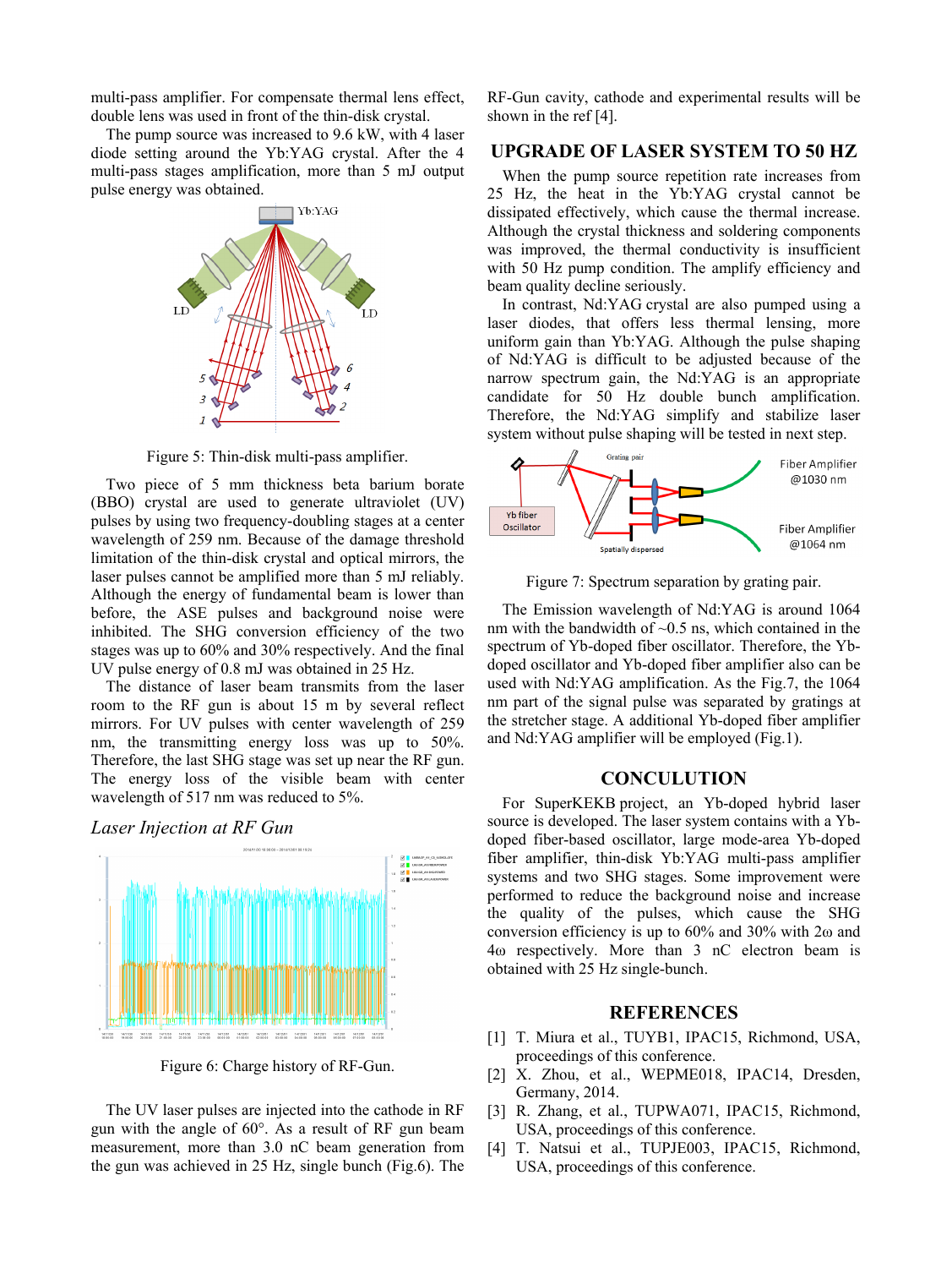multi-pass amplifier. For compensate thermal lens effect, double lens was used in front of the thin-disk crystal.

The pump source was increased to 9.6 kW, with 4 laser diode setting around the Yb:YAG crystal. After the 4 multi-pass stages amplification, more than 5 mJ output pulse energy was obtained.

Yb:YAG

LD

LD

5
3
1
6
4
2

Figure 5: Thin-disk multi-pass amplifier.

Two piece of 5 mm thickness beta barium borate (BBO) crystal are used to generate ultraviolet (UV) pulses by using two frequency-doubling stages at a center wavelength of 259 nm. Because of the damage threshold limitation of the thin-disk crystal and optical mirrors, the laser pulses cannot be amplified more than 5 mJ reliably. Although the energy of fundamental beam is lower than before, the ASE pulses and background noise were inhibited. The SHG conversion efficiency of the two stages was up to 60% and 30% respectively. And the final UV pulse energy of 0.8 mJ was obtained in 25 Hz.

The distance of laser beam transmits from the laser room to the RF gun is about 15 m by several reflect mirrors. For UV pulses with center wavelength of 259 nm, the transmitting energy loss was up to 50%. Therefore, the last SHG stage was set up near the RF gun. The energy loss of the visible beam with center wavelength of 517 nm was reduced to 5%.

### *Laser Injection at RF Gun*

Figure 6: Charge history of RF-Gun.

The UV laser pulses are injected into the cathode in RF gun with the angle of 60°. As a result of RF gun beam measurement, more than 3.0 nC beam generation from the gun was achieved in 25 Hz, single bunch (Fig.6). The RF-Gun cavity, cathode and experimental results will be shown in the ref [4].

## UPGRADE OF LASER SYSTEM TO 50 HZ

When the pump source repetition rate increases from 25 Hz, the heat in the Yb:YAG crystal cannot be dissipated effectively, which cause the thermal increase. Although the crystal thickness and soldering components was improved, the thermal conductivity is insufficient with 50 Hz pump condition. The amplify efficiency and beam quality decline seriously.

In contrast, Nd:YAG crystal are also pumped using a laser diodes, that offers less thermal lensing, more uniform gain than Yb:YAG. Although the pulse shaping of Nd:YAG is difficult to be adjusted because of the narrow spectrum gain, the Nd:YAG is an appropriate candidate for 50 Hz double bunch amplification. Therefore, the Nd:YAG simplify and stabilize laser system without pulse shaping will be tested in next step.

Grating pair

Yb fiber Oscillator

Spatially dispersed

Fiber Amplifier @1030 nm

Fiber Amplifier @1064 nm

Figure 7: Spectrum separation by grating pair.

The Emission wavelength of Nd:YAG is around 1064 nm with the bandwidth of ~0.5 ns, which contained in the spectrum of Yb-doped fiber oscillator. Therefore, the Yb-doped oscillator and Yb-doped fiber amplifier also can be used with Nd:YAG amplification. As the Fig.7, the 1064 nm part of the signal pulse was separated by gratings at the stretcher stage. A additional Yb-doped fiber amplifier and Nd:YAG amplifier will be employed (Fig.1).

## CONCULUTION

For SuperKEKB project, an Yb-doped hybrid laser source is developed. The laser system contains with a Yb-doped fiber-based oscillator, large mode-area Yb-doped fiber amplifier, thin-disk Yb:YAG multi-pass amplifier systems and two SHG stages. Some improvement were performed to reduce the background noise and increase the quality of the pulses, which cause the SHG conversion efficiency is up to 60% and 30% with 2ω and 4ω respectively. More than 3 nC electron beam is obtained with 25 Hz single-bunch.

## REFERENCES

[1] T. Miura et al., TUYB1, IPAC15, Richmond, USA, proceedings of this conference.

[2] X. Zhou, et al., WEPME018, IPAC14, Dresden, Germany, 2014.

[3] R. Zhang, et al., TUPWA071, IPAC15, Richmond, USA, proceedings of this conference.

[4] T. Natsui et al., TUPJE003, IPAC15, Richmond, USA, proceedings of this conference.